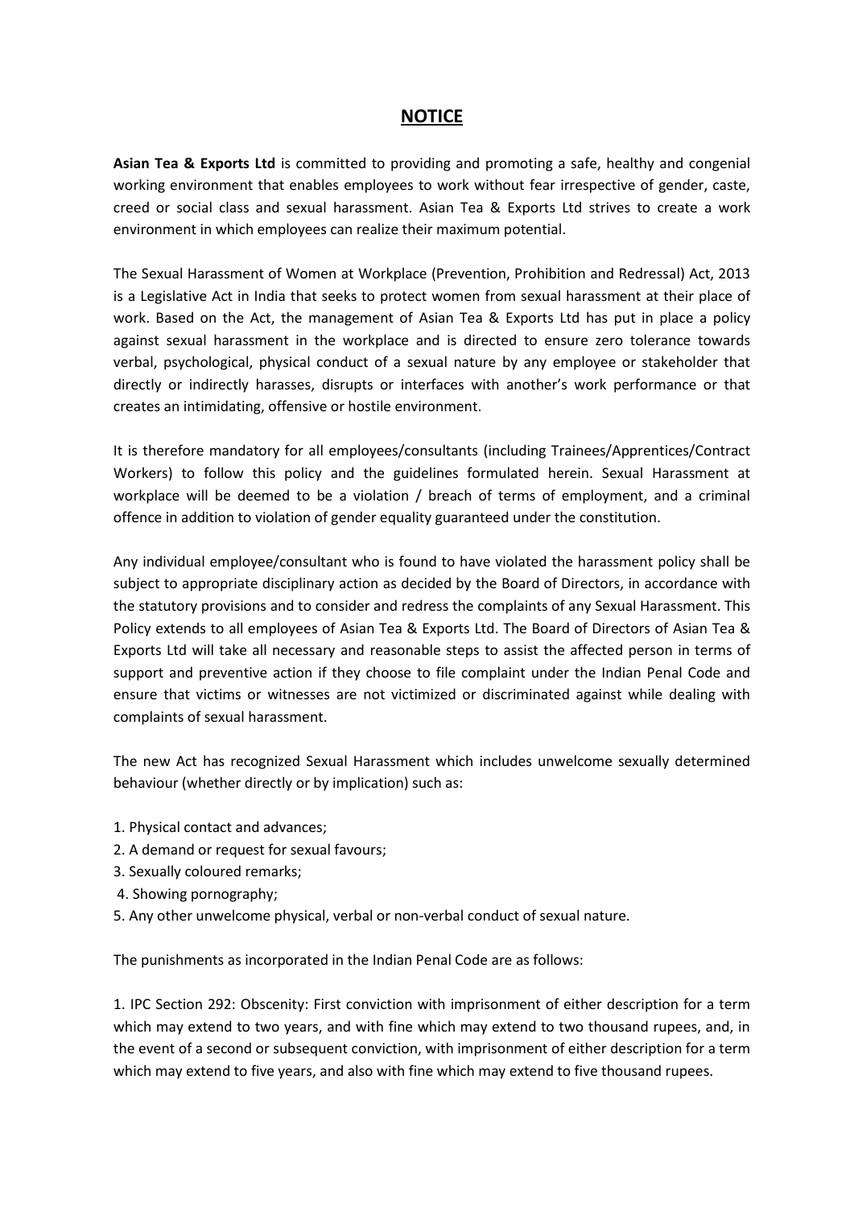# NOTICE

**Asian Tea & Exports Ltd** is committed to providing and promoting a safe, healthy and congenial working environment that enables employees to work without fear irrespective of gender, caste, creed or social class and sexual harassment. Asian Tea & Exports Ltd strives to create a work environment in which employees can realize their maximum potential.

The Sexual Harassment of Women at Workplace (Prevention, Prohibition and Redressal) Act, 2013 is a Legislative Act in India that seeks to protect women from sexual harassment at their place of work. Based on the Act, the management of Asian Tea & Exports Ltd has put in place a policy against sexual harassment in the workplace and is directed to ensure zero tolerance towards verbal, psychological, physical conduct of a sexual nature by any employee or stakeholder that directly or indirectly harasses, disrupts or interfaces with another's work performance or that creates an intimidating, offensive or hostile environment.

It is therefore mandatory for all employees/consultants (including Trainees/Apprentices/Contract Workers) to follow this policy and the guidelines formulated herein. Sexual Harassment at workplace will be deemed to be a violation / breach of terms of employment, and a criminal offence in addition to violation of gender equality guaranteed under the constitution.

Any individual employee/consultant who is found to have violated the harassment policy shall be subject to appropriate disciplinary action as decided by the Board of Directors, in accordance with the statutory provisions and to consider and redress the complaints of any Sexual Harassment. This Policy extends to all employees of Asian Tea & Exports Ltd. The Board of Directors of Asian Tea & Exports Ltd will take all necessary and reasonable steps to assist the affected person in terms of support and preventive action if they choose to file complaint under the Indian Penal Code and ensure that victims or witnesses are not victimized or discriminated against while dealing with complaints of sexual harassment.

The new Act has recognized Sexual Harassment which includes unwelcome sexually determined behaviour (whether directly or by implication) such as:

1. Physical contact and advances;
2. A demand or request for sexual favours;
3. Sexually coloured remarks;
4. Showing pornography;
5. Any other unwelcome physical, verbal or non-verbal conduct of sexual nature.

The punishments as incorporated in the Indian Penal Code are as follows:

1. IPC Section 292: Obscenity: First conviction with imprisonment of either description for a term which may extend to two years, and with fine which may extend to two thousand rupees, and, in the event of a second or subsequent conviction, with imprisonment of either description for a term which may extend to five years, and also with fine which may extend to five thousand rupees.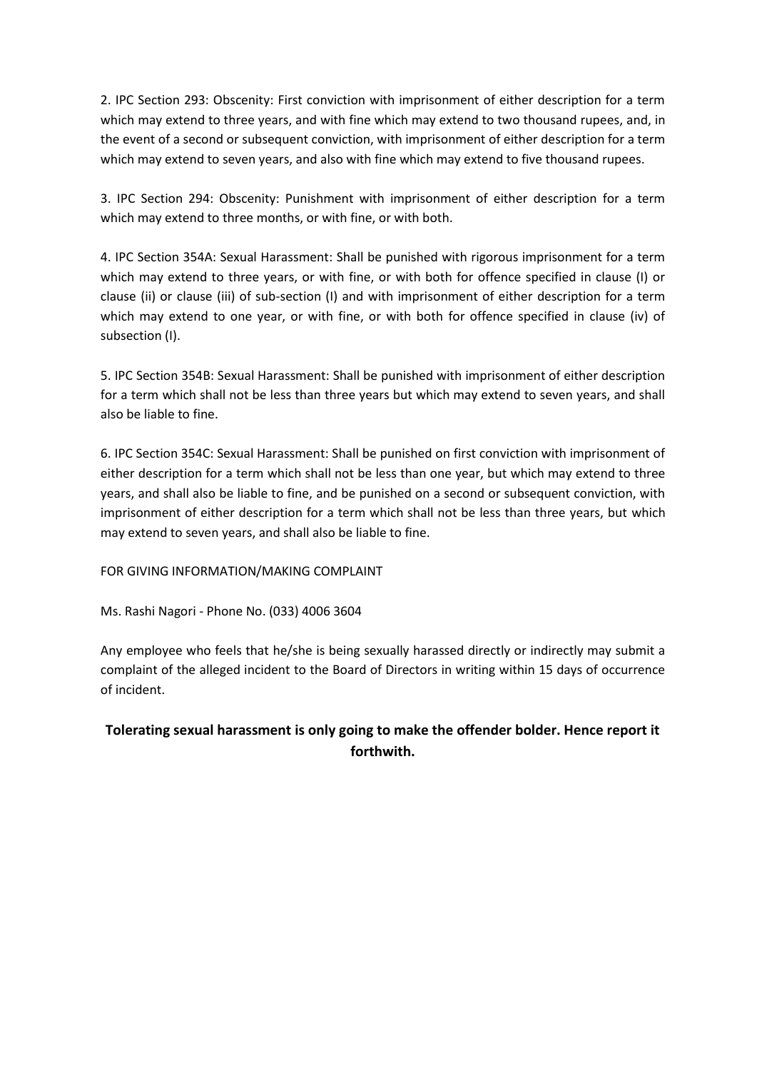2. IPC Section 293: Obscenity: First conviction with imprisonment of either description for a term which may extend to three years, and with fine which may extend to two thousand rupees, and, in the event of a second or subsequent conviction, with imprisonment of either description for a term which may extend to seven years, and also with fine which may extend to five thousand rupees.

3. IPC Section 294: Obscenity: Punishment with imprisonment of either description for a term which may extend to three months, or with fine, or with both.

4. IPC Section 354A: Sexual Harassment: Shall be punished with rigorous imprisonment for a term which may extend to three years, or with fine, or with both for offence specified in clause (I) or clause (ii) or clause (iii) of sub-section (I) and with imprisonment of either description for a term which may extend to one year, or with fine, or with both for offence specified in clause (iv) of subsection (I).

5. IPC Section 354B: Sexual Harassment: Shall be punished with imprisonment of either description for a term which shall not be less than three years but which may extend to seven years, and shall also be liable to fine.

6. IPC Section 354C: Sexual Harassment: Shall be punished on first conviction with imprisonment of either description for a term which shall not be less than one year, but which may extend to three years, and shall also be liable to fine, and be punished on a second or subsequent conviction, with imprisonment of either description for a term which shall not be less than three years, but which may extend to seven years, and shall also be liable to fine.

FOR GIVING INFORMATION/MAKING COMPLAINT

Ms. Rashi Nagori - Phone No. (033) 4006 3604

Any employee who feels that he/she is being sexually harassed directly or indirectly may submit a complaint of the alleged incident to the Board of Directors in writing within 15 days of occurrence of incident.

**Tolerating sexual harassment is only going to make the offender bolder. Hence report it forthwith.**